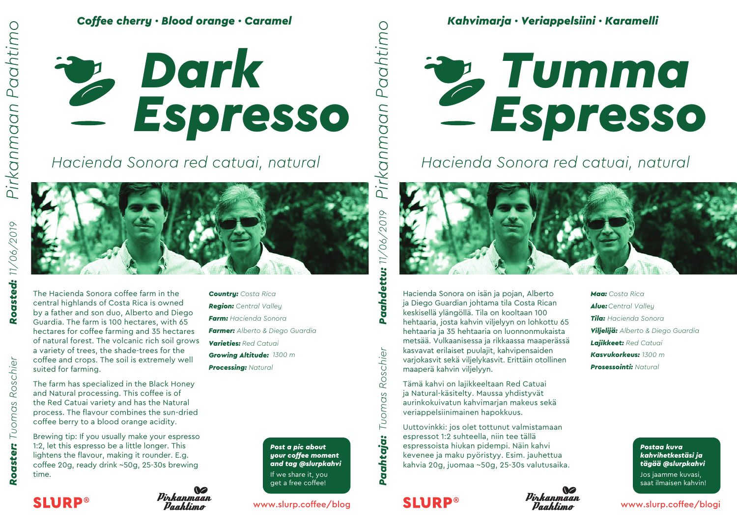Pirkanmaan Paahtimo

**Roasted:** 11/06/2019

**Roaster:** Tuomas Roschier

***Coffee cherry · Blood orange · Caramel***

# Dark Espresso

*Hacienda Sonora red catuai, natural*

The Hacienda Sonora coffee farm in the central highlands of Costa Rica is owned by a father and son duo, Alberto and Diego Guardia. The farm is 100 hectares, with 65 hectares for coffee farming and 35 hectares of natural forest. The volcanic rich soil grows a variety of trees, the shade-trees for the coffee and crops. The soil is extremely well suited for farming.

The farm has specialized in the Black Honey and Natural processing. This coffee is of the Red Catuai variety and has the Natural process. The flavour combines the sun-dried coffee berry to a blood orange acidity.

Brewing tip: If you usually make your espresso 1:2, let this espresso be a little longer. This lightens the flavour, making it rounder. E.g. coffee 20g, ready drink ~50g, 25-30s brewing time.

***Country:*** *Costa Rica*
***Region:*** *Central Valley*
***Farm:*** *Hacienda Sonora*
***Farmer:*** *Alberto & Diego Guardia*
***Varieties:*** *Red Catuai*
***Growing Altitude:*** *1300 m*
***Processing:*** *Natural*

***Post a pic about your coffee moment and tag @slurpkahvi***
If we share it, you get a free coffee!

SLURP®

Pirkanmaan Paahtimo

www.slurp.coffee/blog

---

Pirkanmaan Paahtimo

**Paahdettu:** 11/06/2019

**Paahtaja:** Tuomas Roschier

***Kahvimarja · Veriappelsiini · Karamelli***

# Tumma Espresso

*Hacienda Sonora red catuai, natural*

Hacienda Sonora on isän ja pojan, Alberto ja Diego Guardian johtama tila Costa Rican keskisellä ylängöllä. Tila on kooltaan 100 hehtaaria, josta kahvin viljelyyn on lohkottu 65 hehtaaria ja 35 hehtaaria on luonnonmukaista metsää. Vulkaanisessa ja rikkaassa maaperässä kasvavat erilaiset puulajit, kahvipensaiden varjokasvit sekä viljelykasvit. Erittäin otollinen maaperä kahvin viljelyyn.

Tämä kahvi on lajikkeeltaan Red Catuai ja Natural-käsitelty. Maussa yhdistyvät aurinkokuivatun kahvimarjan makeus sekä veriappelsiinimainen hapokkuus.

Uuttovinkki: jos olet tottunut valmistamaan espressot 1:2 suhteella, niin tee tällä espressoista hiukan pidempi. Näin kahvi kevenee ja maku pyöristyy. Esim. jauhettua kahvia 20g, juomaa ~50g, 25-30s valutusaika.

***Maa:*** *Costa Rica*
***Alue:*** *Central Valley*
***Tila:*** *Hacienda Sonora*
***Viljelijä:*** *Alberto & Diego Guardia*
***Lajikkeet:*** *Red Catuai*
***Kasvukorkeus:*** *1300 m*
***Prosessointi:*** *Natural*

***Postaa kuva kahvihetkestäsi ja tägää @slurpkahvi***
Jos jaamme kuvasi, saat ilmaisen kahvin!

SLURP®

Pirkanmaan Paahtimo

www.slurp.coffee/blogi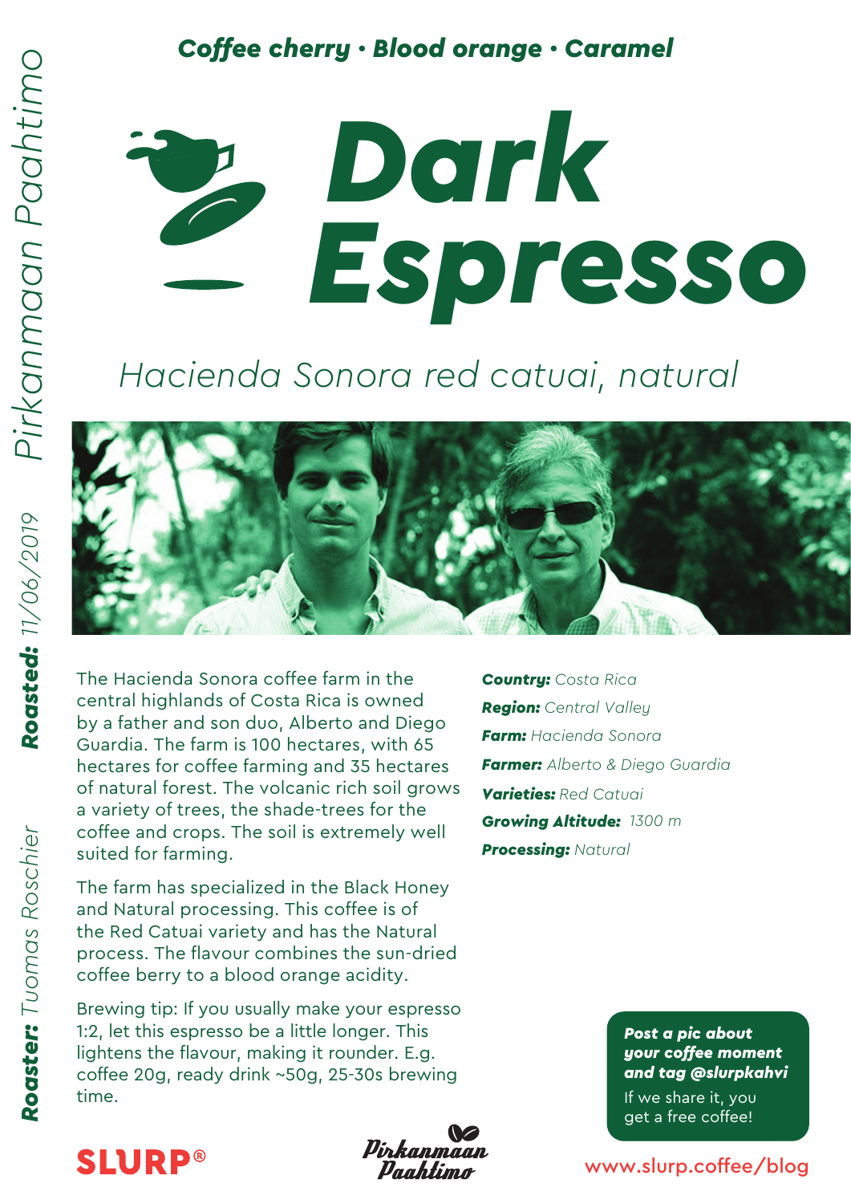Pirkanmaan Paahtimo

**Roasted:** 11/06/2019

**Roaster:** Tuomas Roschier

**Coffee cherry • Blood orange • Caramel**

# Dark Espresso

*Hacienda Sonora red catuai, natural*

The Hacienda Sonora coffee farm in the central highlands of Costa Rica is owned by a father and son duo, Alberto and Diego Guardia. The farm is 100 hectares, with 65 hectares for coffee farming and 35 hectares of natural forest. The volcanic rich soil grows a variety of trees, the shade-trees for the coffee and crops. The soil is extremely well suited for farming.

The farm has specialized in the Black Honey and Natural processing. This coffee is of the Red Catuai variety and has the Natural process. The flavour combines the sun-dried coffee berry to a blood orange acidity.

Brewing tip: If you usually make your espresso 1:2, let this espresso be a little longer. This lightens the flavour, making it rounder. E.g. coffee 20g, ready drink ~50g, 25-30s brewing time.

**Country:** *Costa Rica*
**Region:** *Central Valley*
**Farm:** *Hacienda Sonora*
**Farmer:** *Alberto & Diego Guardia*
**Varieties:** *Red Catuai*
**Growing Altitude:** *1300 m*
**Processing:** *Natural*

**Post a pic about your coffee moment and tag @slurpkahvi**
If we share it, you get a free coffee!

SLURP®

Pirkanmaan Paahtimo

www.slurp.coffee/blog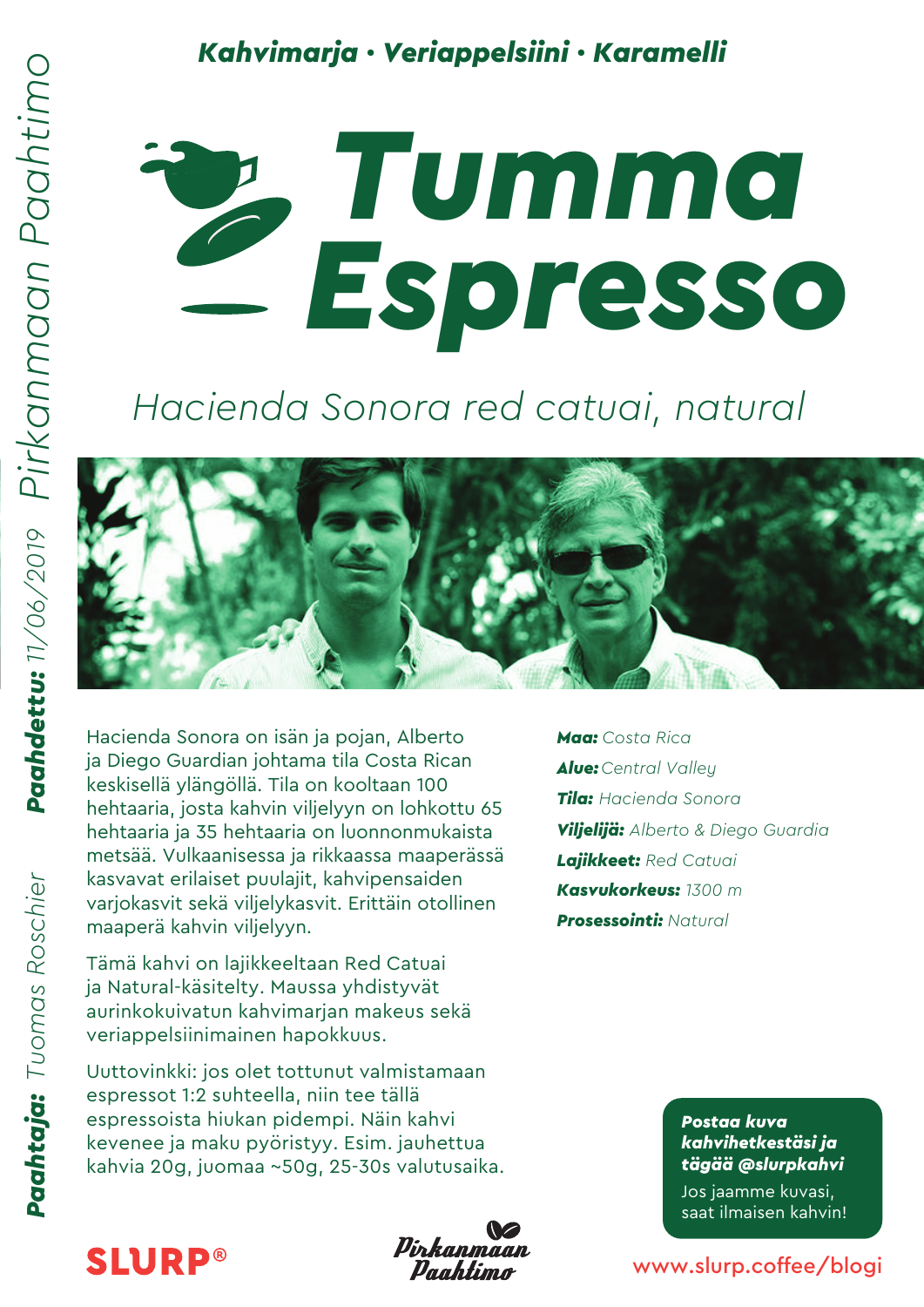*Kahvimarja • Veriappelsiini • Karamelli*

# Tumma Espresso

*Hacienda Sonora red catuai, natural*

**Paahdettu:** *11/06/2019* *Pirkanmaan Paahtimo*

**Paahtaja:** *Tuomas Roschier*

Hacienda Sonora on isän ja pojan, Alberto ja Diego Guardian johtama tila Costa Rican keskisellä ylängöllä. Tila on kooltaan 100 hehtaaria, josta kahvin viljelyyn on lohkottu 65 hehtaaria ja 35 hehtaaria on luonnonmukaista metsää. Vulkaanisessa ja rikkaassa maaperässä kasvavat erilaiset puulajit, kahvipensaiden varjokasvit sekä viljelykasvit. Erittäin otollinen maaperä kahvin viljelyyn.

Tämä kahvi on lajikkeeltaan Red Catuai ja Natural-käsitelty. Maussa yhdistyvät aurinkokuivatun kahvimarjan makeus sekä veriappelsiinimainen hapokkuus.

Uuttovinkki: jos olet tottunut valmistamaan espressot 1:2 suhteella, niin tee tällä espressoista hiukan pidempi. Näin kahvi kevenee ja maku pyöristyy. Esim. jauhettua kahvia 20g, juomaa ~50g, 25-30s valutusaika.

**Maa:** *Costa Rica*
**Alue:** *Central Valley*
**Tila:** *Hacienda Sonora*
**Viljelijä:** *Alberto & Diego Guardia*
**Lajikkeet:** *Red Catuai*
**Kasvukorkeus:** *1300 m*
**Prosessointi:** *Natural*

***Postaa kuva kahvihetkestäsi ja tägää @slurpkahvi***
Jos jaamme kuvasi, saat ilmaisen kahvin!

SLURP®

Pirkanmaan Paahtimo

www.slurp.coffee/blogi